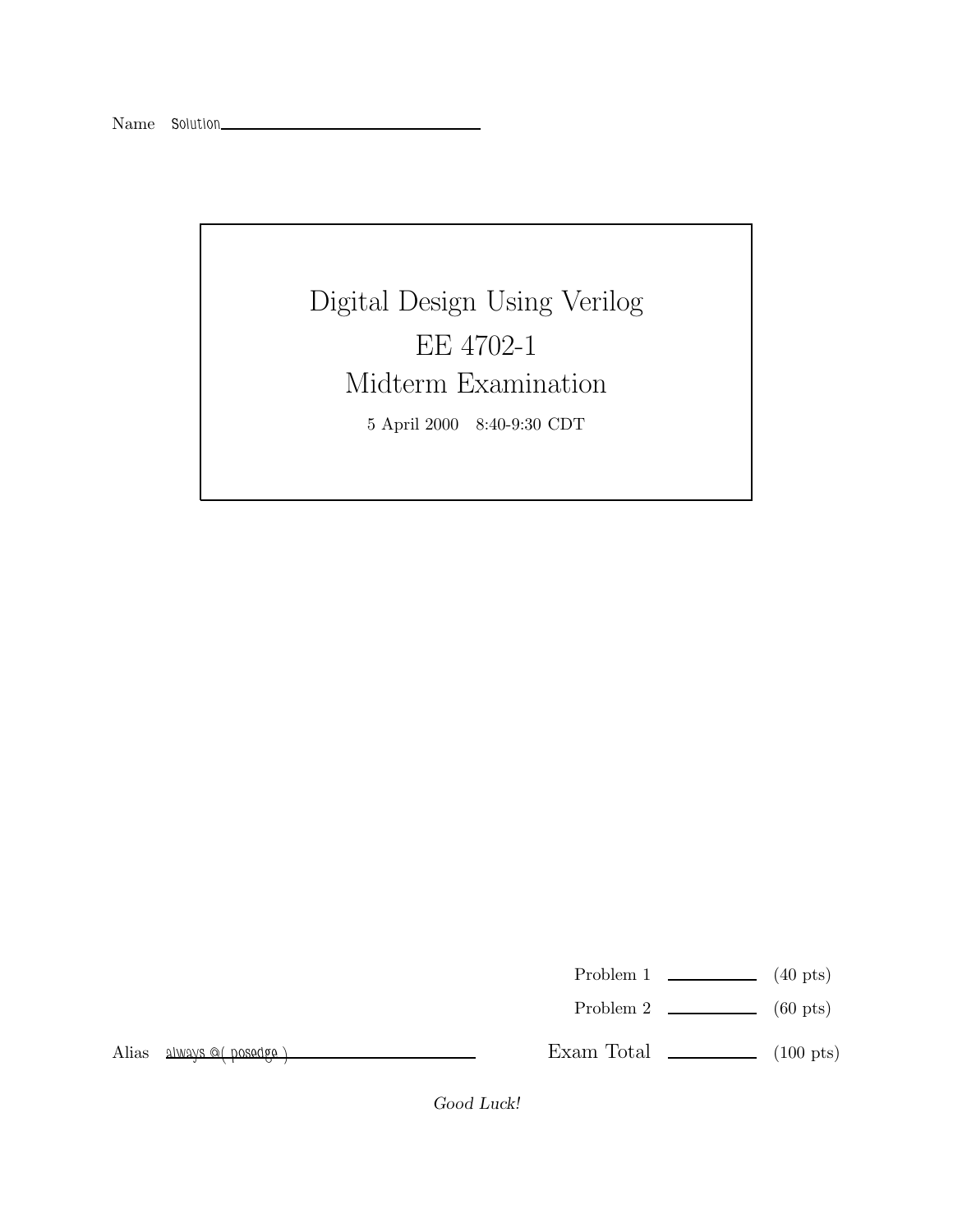Name Solution

# Digital Design Using Verilog

# EE 4702-1

# Midterm Examination

5 April 2000 8:40-9:30 CDT

Problem 1 ________ (40 pts)

Problem 2 ________ (60 pts)

Alias always @( posedge )

Exam Total ________ (100 pts)

*Good Luck!*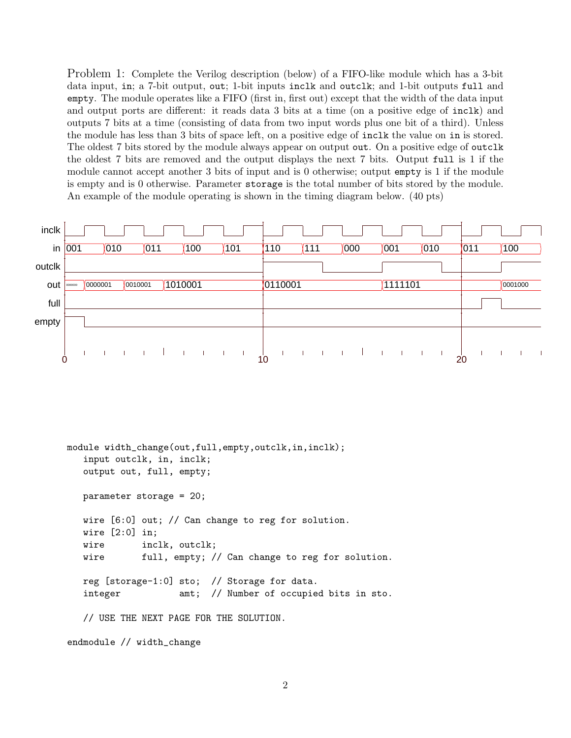Problem 1: Complete the Verilog description (below) of a FIFO-like module which has a 3-bit data input, `in`; a 7-bit output, `out`; 1-bit inputs `inclk` and `outclk`; and 1-bit outputs `full` and `empty`. The module operates like a FIFO (first in, first out) except that the width of the data input and output ports are different: it reads data 3 bits at a time (on a positive edge of `inclk`) and outputs 7 bits at a time (consisting of data from two input words plus one bit of a third). Unless the module has less than 3 bits of space left, on a positive edge of `inclk` the value on `in` is stored. The oldest 7 bits stored by the module always appear on output `out`. On a positive edge of `outclk` the oldest 7 bits are removed and the output displays the next 7 bits. Output `full` is 1 if the module cannot accept another 3 bits of input and is 0 otherwise; output `empty` is 1 if the module is empty and is 0 otherwise. Parameter `storage` is the total number of bits stored by the module. An example of the module operating is shown in the timing diagram below. (40 pts)

| Signal | Values |
|---|---|
| inclk | (clock) |
| in | 001, 010, 011, 100, 101, 110, 111, 000, 001, 010, 011, 100 |
| outclk | low until 10, high 10–13, low 13–16, high 16–19, low 19–22, high from 22 |
| out | 0000000, 0000001, 0010001, 1010001, 0110001, 1111101, 0001000 |
| full | 0, 1 from 21 to 22, then 0 |
| empty | 1 until 1, then 0 |

Time axis: 0, 10, 20

```
module width_change(out,full,empty,outclk,in,inclk);
   input outclk, in, inclk;
   output out, full, empty;

   parameter storage = 20;

   wire [6:0] out; // Can change to reg for solution.
   wire [2:0] in;
   wire       inclk, outclk;
   wire       full, empty; // Can change to reg for solution.

   reg [storage-1:0] sto;  // Storage for data.
   integer           amt;  // Number of occupied bits in sto.

   // USE THE NEXT PAGE FOR THE SOLUTION.

endmodule // width_change
```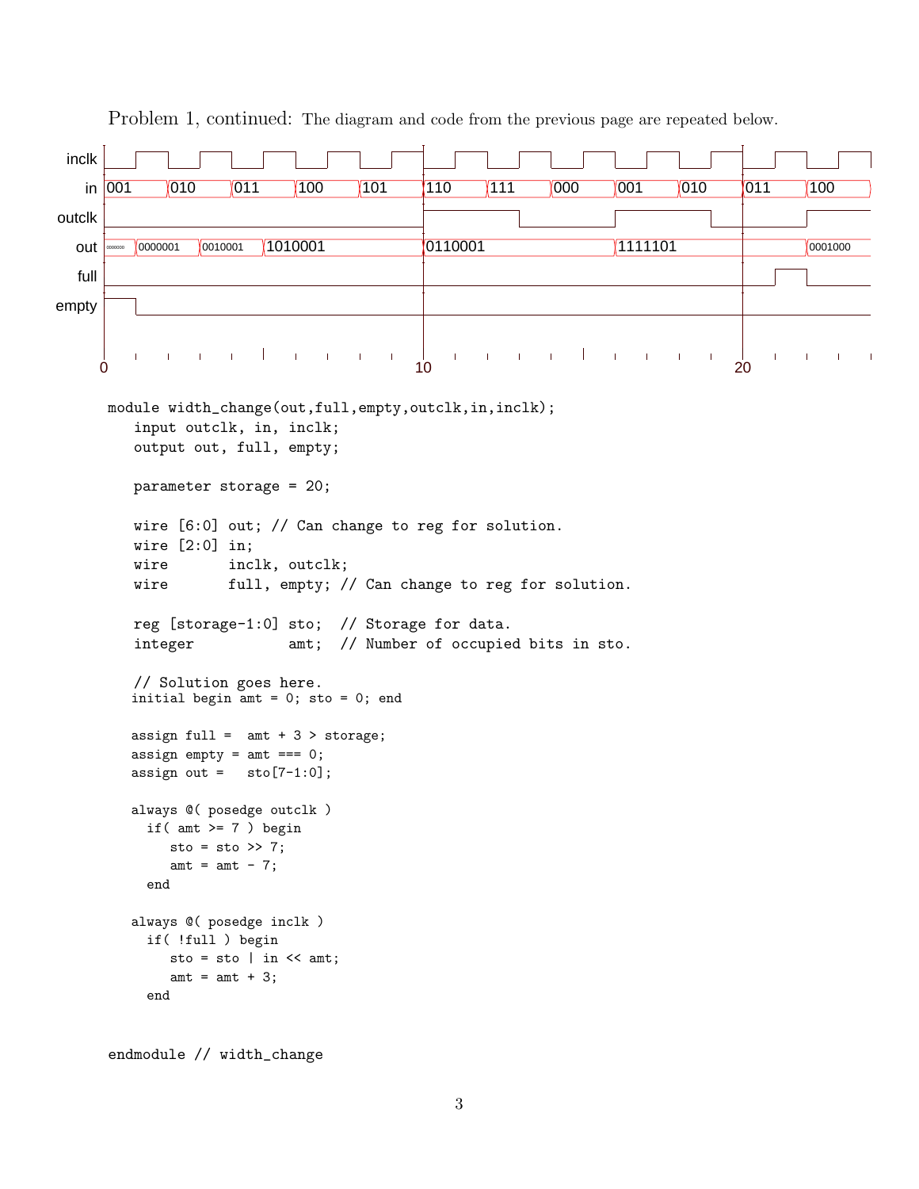Problem 1, continued: The diagram and code from the previous page are repeated below.

```
module width_change(out,full,empty,outclk,in,inclk);
   input outclk, in, inclk;
   output out, full, empty;

   parameter storage = 20;

   wire [6:0] out; // Can change to reg for solution.
   wire [2:0] in;
   wire       inclk, outclk;
   wire       full, empty; // Can change to reg for solution.

   reg [storage-1:0] sto;  // Storage for data.
   integer           amt;  // Number of occupied bits in sto.

   // Solution goes here.
   initial begin amt = 0; sto = 0; end

   assign full =  amt + 3 > storage;
   assign empty = amt === 0;
   assign out =   sto[7-1:0];

   always @( posedge outclk )
     if( amt >= 7 ) begin
        sto = sto >> 7;
        amt = amt - 7;
     end

   always @( posedge inclk )
     if( !full ) begin
        sto = sto | in << amt;
        amt = amt + 3;
     end


endmodule // width_change
```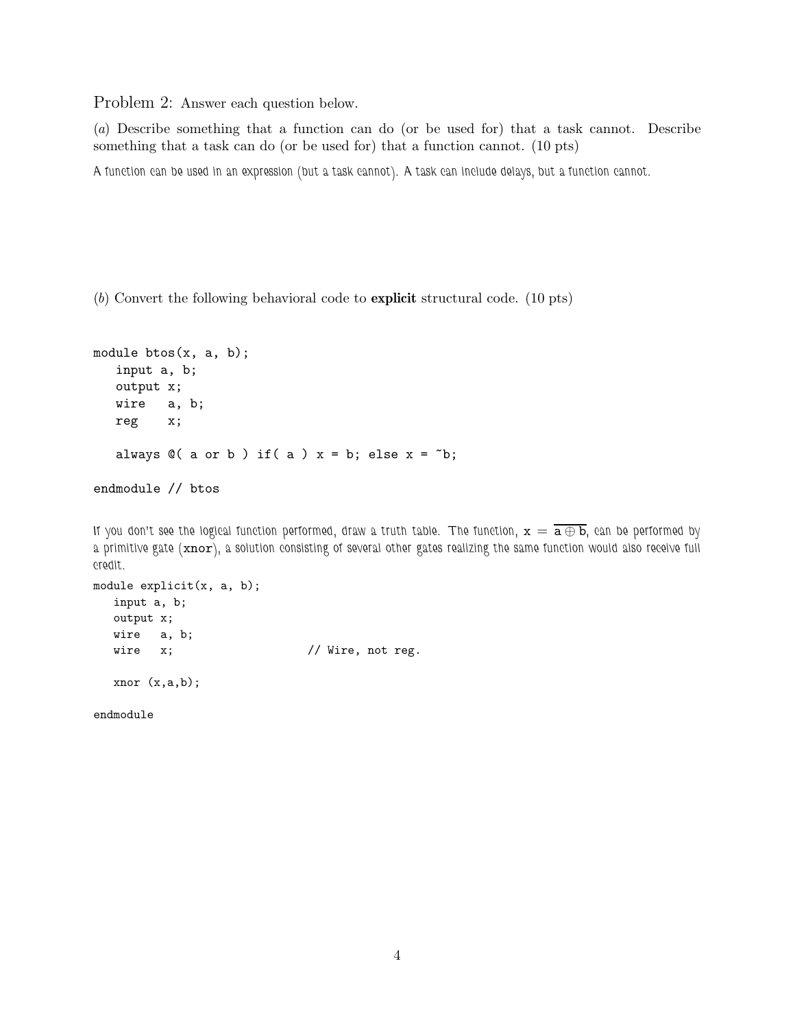Problem 2: Answer each question below.

(*a*) Describe something that a function can do (or be used for) that a task cannot. Describe something that a task can do (or be used for) that a function cannot. (10 pts)

A function can be used in an expression (but a task cannot). A task can include delays, but a function cannot.

(*b*) Convert the following behavioral code to **explicit** structural code. (10 pts)

```
module btos(x, a, b);
   input a, b;
   output x;
   wire   a, b;
   reg    x;

   always @( a or b ) if( a ) x = b; else x = ~b;

endmodule // btos
```

If you don't see the logical function performed, draw a truth table. The function, $x = \overline{a \oplus b}$, can be performed by a primitive gate (`xnor`), a solution consisting of several other gates realizing the same function would also receive full credit.

```
module explicit(x, a, b);
   input a, b;
   output x;
   wire   a, b;
   wire   x;                    // Wire, not reg.

   xnor (x,a,b);

endmodule
```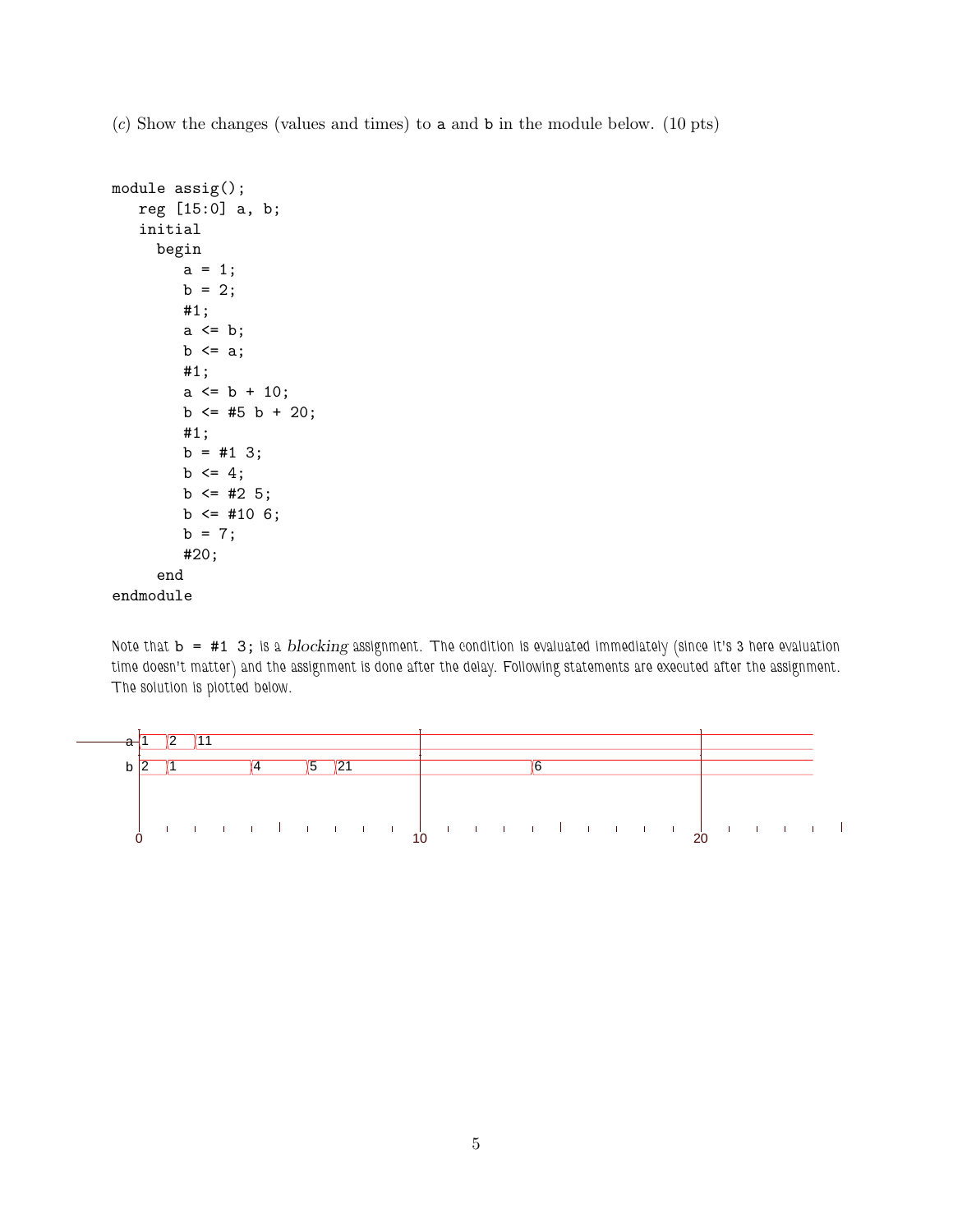(*c*) Show the changes (values and times) to `a` and `b` in the module below. (10 pts)

```
module assig();
   reg [15:0] a, b;
   initial
     begin
        a = 1;
        b = 2;
        #1;
        a <= b;
        b <= a;
        #1;
        a <= b + 10;
        b <= #5 b + 20;
        #1;
        b = #1 3;
        b <= 4;
        b <= #2 5;
        b <= #10 6;
        b = 7;
        #20;
     end
endmodule
```

Note that `b = #1 3;` is a *blocking* assignment. The condition is evaluated immediately (since it's 3 here evaluation time doesn't matter) and the assignment is done after the delay. Following statements are executed after the assignment. The solution is plotted below.

| Signal | Time | Value |
|---|---|---|
| a | 0 | 1 |
| a | 1 | 2 |
| a | 2 | 11 |
| b | 0 | 2 |
| b | 1 | 1 |
| b | 4 | 4 |
| b | 6 | 5 |
| b | 7 | 21 |
| b | 14 | 6 |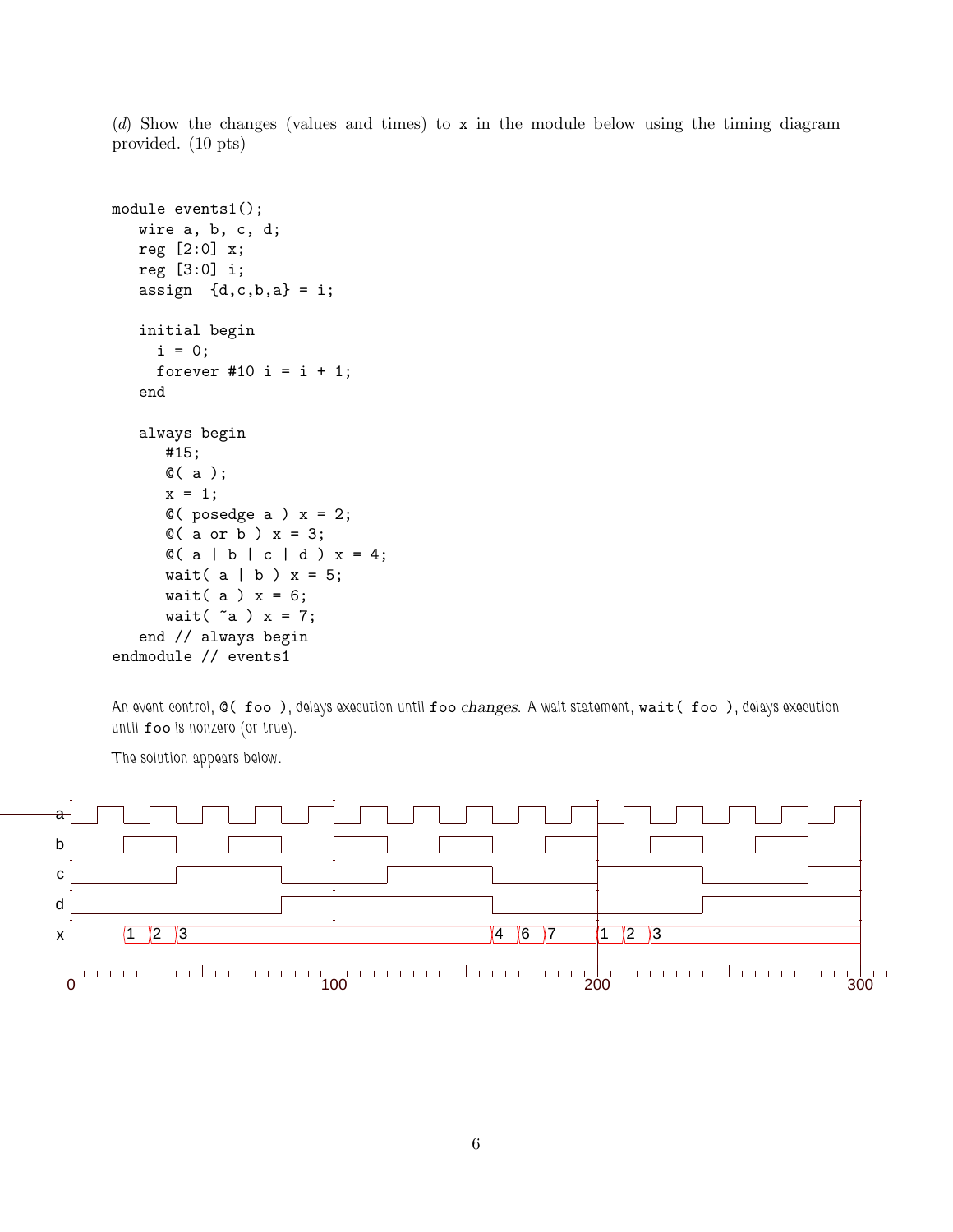(*d*) Show the changes (values and times) to `x` in the module below using the timing diagram provided. (10 pts)

```
module events1();
   wire a, b, c, d;
   reg [2:0] x;
   reg [3:0] i;
   assign  {d,c,b,a} = i;

   initial begin
     i = 0;
     forever #10 i = i + 1;
   end

   always begin
      #15;
      @( a );
      x = 1;
      @( posedge a ) x = 2;
      @( a or b ) x = 3;
      @( a | b | c | d ) x = 4;
      wait( a | b ) x = 5;
      wait( a ) x = 6;
      wait( ~a ) x = 7;
   end // always begin
endmodule // events1
```

An event control, `@( foo )`, delays execution until `foo` *changes*. A wait statement, `wait( foo )`, delays execution until `foo` is nonzero (or true).

The solution appears below.

| Signal | Changes |
|---|---|
| x | 1 (t=20), 2 (t=30), 3 (t=40), 4 (t=160), 6 (t=170), 7 (t=180), 1 (t=200), 2 (t=210), 3 (t=220) |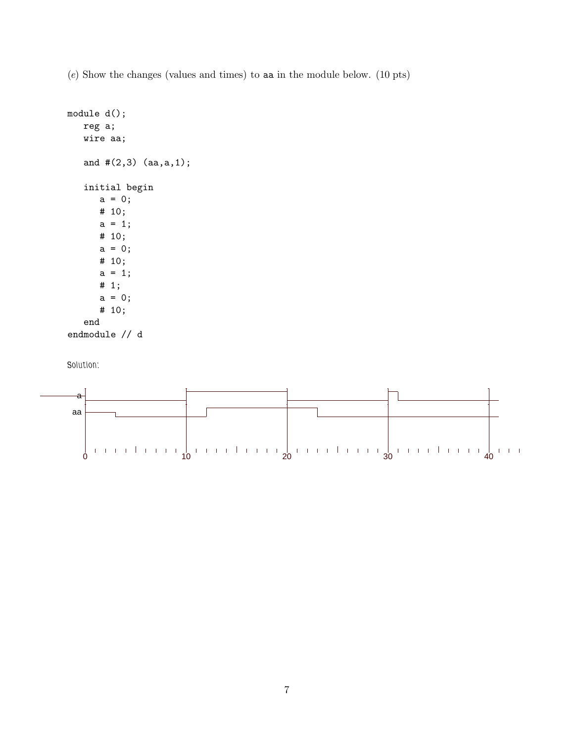(*e*) Show the changes (values and times) to `aa` in the module below. (10 pts)

```
module d();
   reg a;
   wire aa;

   and #(2,3) (aa,a,1);

   initial begin
      a = 0;
      # 10;
      a = 1;
      # 10;
      a = 0;
      # 10;
      a = 1;
      # 1;
      a = 0;
      # 10;
   end
endmodule // d
```

Solution: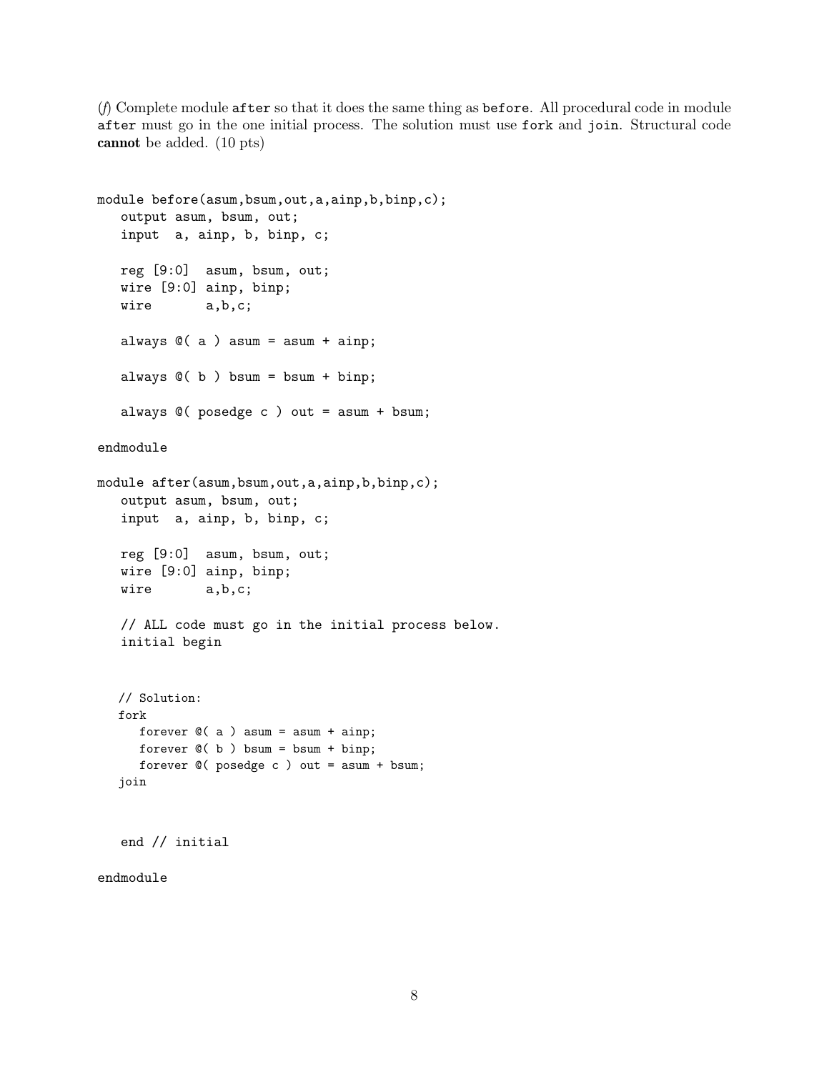(*f*) Complete module `after` so that it does the same thing as `before`. All procedural code in module `after` must go in the one initial process. The solution must use `fork` and `join`. Structural code **cannot** be added. (10 pts)

```
module before(asum,bsum,out,a,ainp,b,binp,c);
   output asum, bsum, out;
   input  a, ainp, b, binp, c;

   reg [9:0]  asum, bsum, out;
   wire [9:0] ainp, binp;
   wire       a,b,c;

   always @( a ) asum = asum + ainp;

   always @( b ) bsum = bsum + binp;

   always @( posedge c ) out = asum + bsum;

endmodule

module after(asum,bsum,out,a,ainp,b,binp,c);
   output asum, bsum, out;
   input  a, ainp, b, binp, c;

   reg [9:0]  asum, bsum, out;
   wire [9:0] ainp, binp;
   wire       a,b,c;

   // ALL code must go in the initial process below.
   initial begin


   // Solution:
   fork
      forever @( a ) asum = asum + ainp;
      forever @( b ) bsum = bsum + binp;
      forever @( posedge c ) out = asum + bsum;
   join


   end // initial

endmodule
```